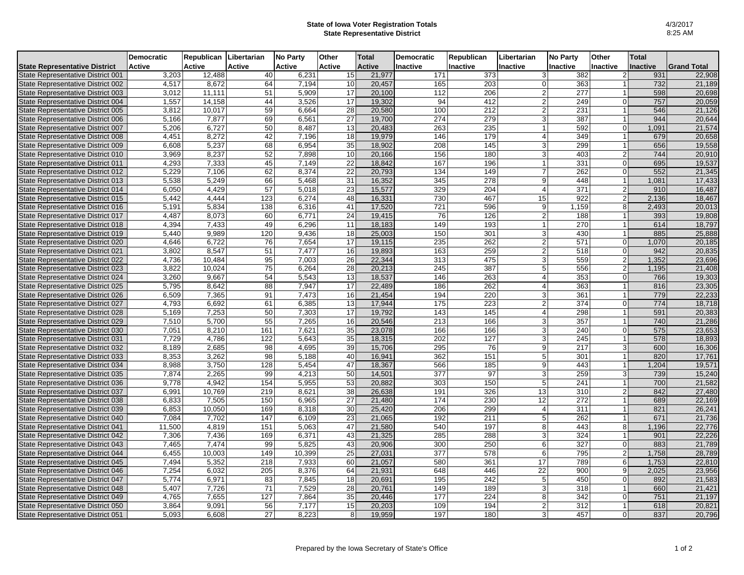# State of Iowa Voter Registration Totals
## State Representative District

4/3/2017
8:25 AM

| State Representative District | Democratic Active | Republican Active | Libertarian Active | No Party Active | Other Active | Total Active | Democratic Inactive | Republican Inactive | Libertarian Inactive | No Party Inactive | Other Inactive | Total Inactive | Grand Total |
|---|---|---|---|---|---|---|---|---|---|---|---|---|---|
| State Representative District 001 | 3,203 | 12,488 | 40 | 6,231 | 15 | 21,977 | 171 | 373 | 3 | 382 | 2 | 931 | 22,908 |
| State Representative District 002 | 4,517 | 8,672 | 64 | 7,194 | 10 | 20,457 | 165 | 203 | 0 | 363 | 1 | 732 | 21,189 |
| State Representative District 003 | 3,012 | 11,111 | 51 | 5,909 | 17 | 20,100 | 112 | 206 | 2 | 277 | 1 | 598 | 20,698 |
| State Representative District 004 | 1,557 | 14,158 | 44 | 3,526 | 17 | 19,302 | 94 | 412 | 2 | 249 | 0 | 757 | 20,059 |
| State Representative District 005 | 3,812 | 10,017 | 59 | 6,664 | 28 | 20,580 | 100 | 212 | 2 | 231 | 1 | 546 | 21,126 |
| State Representative District 006 | 5,166 | 7,877 | 69 | 6,561 | 27 | 19,700 | 274 | 279 | 3 | 387 | 1 | 944 | 20,644 |
| State Representative District 007 | 5,206 | 6,727 | 50 | 8,487 | 13 | 20,483 | 263 | 235 | 1 | 592 | 0 | 1,091 | 21,574 |
| State Representative District 008 | 4,451 | 8,272 | 42 | 7,196 | 18 | 19,979 | 146 | 179 | 4 | 349 | 1 | 679 | 20,658 |
| State Representative District 009 | 6,608 | 5,237 | 68 | 6,954 | 35 | 18,902 | 208 | 145 | 3 | 299 | 1 | 656 | 19,558 |
| State Representative District 010 | 3,969 | 8,237 | 52 | 7,898 | 10 | 20,166 | 156 | 180 | 3 | 403 | 2 | 744 | 20,910 |
| State Representative District 011 | 4,293 | 7,333 | 45 | 7,149 | 22 | 18,842 | 167 | 196 | 1 | 331 | 0 | 695 | 19,537 |
| State Representative District 012 | 5,229 | 7,106 | 62 | 8,374 | 22 | 20,793 | 134 | 149 | 7 | 262 | 0 | 552 | 21,345 |
| State Representative District 013 | 5,538 | 5,249 | 66 | 5,468 | 31 | 16,352 | 345 | 278 | 9 | 448 | 1 | 1,081 | 17,433 |
| State Representative District 014 | 6,050 | 4,429 | 57 | 5,018 | 23 | 15,577 | 329 | 204 | 4 | 371 | 2 | 910 | 16,487 |
| State Representative District 015 | 5,442 | 4,444 | 123 | 6,274 | 48 | 16,331 | 730 | 467 | 15 | 922 | 2 | 2,136 | 18,467 |
| State Representative District 016 | 5,191 | 5,834 | 138 | 6,316 | 41 | 17,520 | 721 | 596 | 9 | 1,159 | 8 | 2,493 | 20,013 |
| State Representative District 017 | 4,487 | 8,073 | 60 | 6,771 | 24 | 19,415 | 76 | 126 | 2 | 188 | 1 | 393 | 19,808 |
| State Representative District 018 | 4,394 | 7,433 | 49 | 6,296 | 11 | 18,183 | 149 | 193 | 1 | 270 | 1 | 614 | 18,797 |
| State Representative District 019 | 5,440 | 9,989 | 120 | 9,436 | 18 | 25,003 | 150 | 301 | 3 | 430 | 1 | 885 | 25,888 |
| State Representative District 020 | 4,646 | 6,722 | 76 | 7,654 | 17 | 19,115 | 235 | 262 | 2 | 571 | 0 | 1,070 | 20,185 |
| State Representative District 021 | 3,802 | 8,547 | 51 | 7,477 | 16 | 19,893 | 163 | 259 | 2 | 518 | 0 | 942 | 20,835 |
| State Representative District 022 | 4,736 | 10,484 | 95 | 7,003 | 26 | 22,344 | 313 | 475 | 3 | 559 | 2 | 1,352 | 23,696 |
| State Representative District 023 | 3,822 | 10,024 | 75 | 6,264 | 28 | 20,213 | 245 | 387 | 5 | 556 | 2 | 1,195 | 21,408 |
| State Representative District 024 | 3,260 | 9,667 | 54 | 5,543 | 13 | 18,537 | 146 | 263 | 4 | 353 | 0 | 766 | 19,303 |
| State Representative District 025 | 5,795 | 8,642 | 88 | 7,947 | 17 | 22,489 | 186 | 262 | 4 | 363 | 1 | 816 | 23,305 |
| State Representative District 026 | 6,509 | 7,365 | 91 | 7,473 | 16 | 21,454 | 194 | 220 | 3 | 361 | 1 | 779 | 22,233 |
| State Representative District 027 | 4,793 | 6,692 | 61 | 6,385 | 13 | 17,944 | 175 | 223 | 2 | 374 | 0 | 774 | 18,718 |
| State Representative District 028 | 5,169 | 7,253 | 50 | 7,303 | 17 | 19,792 | 143 | 145 | 4 | 298 | 1 | 591 | 20,383 |
| State Representative District 029 | 7,510 | 5,700 | 55 | 7,265 | 16 | 20,546 | 213 | 166 | 3 | 357 | 1 | 740 | 21,286 |
| State Representative District 030 | 7,051 | 8,210 | 161 | 7,621 | 35 | 23,078 | 166 | 166 | 3 | 240 | 0 | 575 | 23,653 |
| State Representative District 031 | 7,729 | 4,786 | 122 | 5,643 | 35 | 18,315 | 202 | 127 | 3 | 245 | 1 | 578 | 18,893 |
| State Representative District 032 | 8,189 | 2,685 | 98 | 4,695 | 39 | 15,706 | 295 | 76 | 9 | 217 | 3 | 600 | 16,306 |
| State Representative District 033 | 8,353 | 3,262 | 98 | 5,188 | 40 | 16,941 | 362 | 151 | 5 | 301 | 1 | 820 | 17,761 |
| State Representative District 034 | 8,988 | 3,750 | 128 | 5,454 | 47 | 18,367 | 566 | 185 | 9 | 443 | 1 | 1,204 | 19,571 |
| State Representative District 035 | 7,874 | 2,265 | 99 | 4,213 | 50 | 14,501 | 377 | 97 | 3 | 259 | 3 | 739 | 15,240 |
| State Representative District 036 | 9,778 | 4,942 | 154 | 5,955 | 53 | 20,882 | 303 | 150 | 5 | 241 | 1 | 700 | 21,582 |
| State Representative District 037 | 6,991 | 10,769 | 219 | 8,621 | 38 | 26,638 | 191 | 326 | 13 | 310 | 2 | 842 | 27,480 |
| State Representative District 038 | 6,833 | 7,505 | 150 | 6,965 | 27 | 21,480 | 174 | 230 | 12 | 272 | 1 | 689 | 22,169 |
| State Representative District 039 | 6,853 | 10,050 | 169 | 8,318 | 30 | 25,420 | 206 | 299 | 4 | 311 | 1 | 821 | 26,241 |
| State Representative District 040 | 7,084 | 7,702 | 147 | 6,109 | 23 | 21,065 | 192 | 211 | 5 | 262 | 1 | 671 | 21,736 |
| State Representative District 041 | 11,500 | 4,819 | 151 | 5,063 | 47 | 21,580 | 540 | 197 | 8 | 443 | 8 | 1,196 | 22,776 |
| State Representative District 042 | 7,306 | 7,436 | 169 | 6,371 | 43 | 21,325 | 285 | 288 | 3 | 324 | 1 | 901 | 22,226 |
| State Representative District 043 | 7,465 | 7,474 | 99 | 5,825 | 43 | 20,906 | 300 | 250 | 6 | 327 | 0 | 883 | 21,789 |
| State Representative District 044 | 6,455 | 10,003 | 149 | 10,399 | 25 | 27,031 | 377 | 578 | 6 | 795 | 2 | 1,758 | 28,789 |
| State Representative District 045 | 7,494 | 5,352 | 218 | 7,933 | 60 | 21,057 | 580 | 361 | 17 | 789 | 6 | 1,753 | 22,810 |
| State Representative District 046 | 7,254 | 6,032 | 205 | 8,376 | 64 | 21,931 | 648 | 446 | 22 | 900 | 9 | 2,025 | 23,956 |
| State Representative District 047 | 5,774 | 6,971 | 83 | 7,845 | 18 | 20,691 | 195 | 242 | 5 | 450 | 0 | 892 | 21,583 |
| State Representative District 048 | 5,407 | 7,726 | 71 | 7,529 | 28 | 20,761 | 149 | 189 | 3 | 318 | 1 | 660 | 21,421 |
| State Representative District 049 | 4,765 | 7,655 | 127 | 7,864 | 35 | 20,446 | 177 | 224 | 8 | 342 | 0 | 751 | 21,197 |
| State Representative District 050 | 3,864 | 9,091 | 56 | 7,177 | 15 | 20,203 | 109 | 194 | 2 | 312 | 1 | 618 | 20,821 |
| State Representative District 051 | 5,093 | 6,608 | 27 | 8,223 | 8 | 19,959 | 197 | 180 | 3 | 457 | 0 | 837 | 20,796 |

Prepared by the Iowa Secretary of State's Office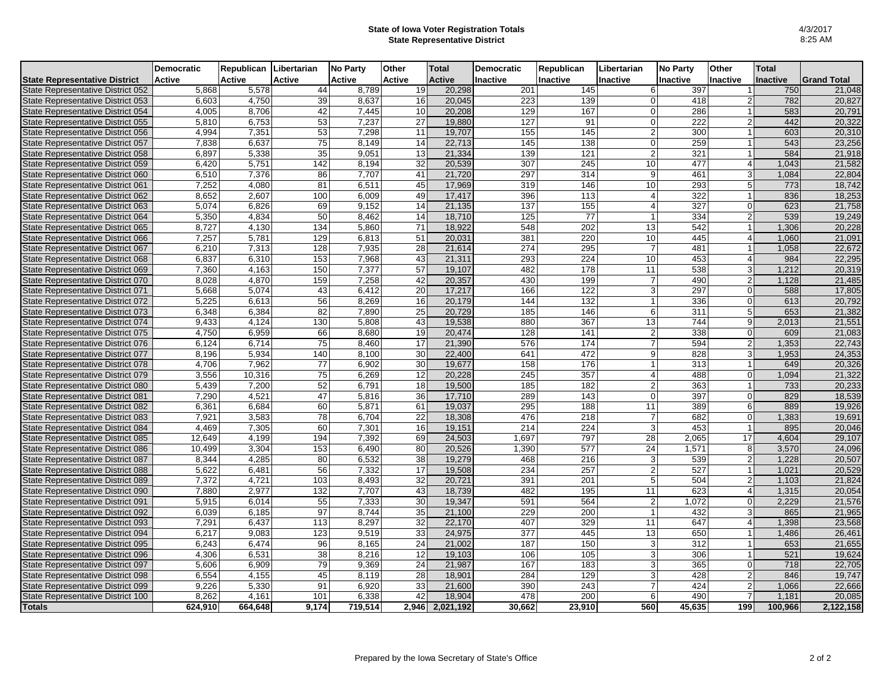**State of Iowa Voter Registration Totals**
**State Representative District**

4/3/2017
8:25 AM

| State Representative District | Democratic Active | Republican Active | Libertarian Active | No Party Active | Other Active | Total Active | Democratic Inactive | Republican Inactive | Libertarian Inactive | No Party Inactive | Other Inactive | Total Inactive | Grand Total |
|---|---|---|---|---|---|---|---|---|---|---|---|---|---|
| State Representative District 052 | 5,868 | 5,578 | 44 | 8,789 | 19 | 20,298 | 201 | 145 | 6 | 397 | 1 | 750 | 21,048 |
| State Representative District 053 | 6,603 | 4,750 | 39 | 8,637 | 16 | 20,045 | 223 | 139 | 0 | 418 | 2 | 782 | 20,827 |
| State Representative District 054 | 4,005 | 8,706 | 42 | 7,445 | 10 | 20,208 | 129 | 167 | 0 | 286 | 1 | 583 | 20,791 |
| State Representative District 055 | 5,810 | 6,753 | 53 | 7,237 | 27 | 19,880 | 127 | 91 | 0 | 222 | 2 | 442 | 20,322 |
| State Representative District 056 | 4,994 | 7,351 | 53 | 7,298 | 11 | 19,707 | 155 | 145 | 2 | 300 | 1 | 603 | 20,310 |
| State Representative District 057 | 7,838 | 6,637 | 75 | 8,149 | 14 | 22,713 | 145 | 138 | 0 | 259 | 1 | 543 | 23,256 |
| State Representative District 058 | 6,897 | 5,338 | 35 | 9,051 | 13 | 21,334 | 139 | 121 | 2 | 321 | 1 | 584 | 21,918 |
| State Representative District 059 | 6,420 | 5,751 | 142 | 8,194 | 32 | 20,539 | 307 | 245 | 10 | 477 | 4 | 1,043 | 21,582 |
| State Representative District 060 | 6,510 | 7,376 | 86 | 7,707 | 41 | 21,720 | 297 | 314 | 9 | 461 | 3 | 1,084 | 22,804 |
| State Representative District 061 | 7,252 | 4,080 | 81 | 6,511 | 45 | 17,969 | 319 | 146 | 10 | 293 | 5 | 773 | 18,742 |
| State Representative District 062 | 8,652 | 2,607 | 100 | 6,009 | 49 | 17,417 | 396 | 113 | 4 | 322 | 1 | 836 | 18,253 |
| State Representative District 063 | 5,074 | 6,826 | 69 | 9,152 | 14 | 21,135 | 137 | 155 | 4 | 327 | 0 | 623 | 21,758 |
| State Representative District 064 | 5,350 | 4,834 | 50 | 8,462 | 14 | 18,710 | 125 | 77 | 1 | 334 | 2 | 539 | 19,249 |
| State Representative District 065 | 8,727 | 4,130 | 134 | 5,860 | 71 | 18,922 | 548 | 202 | 13 | 542 | 1 | 1,306 | 20,228 |
| State Representative District 066 | 7,257 | 5,781 | 129 | 6,813 | 51 | 20,031 | 381 | 220 | 10 | 445 | 4 | 1,060 | 21,091 |
| State Representative District 067 | 6,210 | 7,313 | 128 | 7,935 | 28 | 21,614 | 274 | 295 | 7 | 481 | 1 | 1,058 | 22,672 |
| State Representative District 068 | 6,837 | 6,310 | 153 | 7,968 | 43 | 21,311 | 293 | 224 | 10 | 453 | 4 | 984 | 22,295 |
| State Representative District 069 | 7,360 | 4,163 | 150 | 7,377 | 57 | 19,107 | 482 | 178 | 11 | 538 | 3 | 1,212 | 20,319 |
| State Representative District 070 | 8,028 | 4,870 | 159 | 7,258 | 42 | 20,357 | 430 | 199 | 7 | 490 | 2 | 1,128 | 21,485 |
| State Representative District 071 | 5,668 | 5,074 | 43 | 6,412 | 20 | 17,217 | 166 | 122 | 3 | 297 | 0 | 588 | 17,805 |
| State Representative District 072 | 5,225 | 6,613 | 56 | 8,269 | 16 | 20,179 | 144 | 132 | 1 | 336 | 0 | 613 | 20,792 |
| State Representative District 073 | 6,348 | 6,384 | 82 | 7,890 | 25 | 20,729 | 185 | 146 | 6 | 311 | 5 | 653 | 21,382 |
| State Representative District 074 | 9,433 | 4,124 | 130 | 5,808 | 43 | 19,538 | 880 | 367 | 13 | 744 | 9 | 2,013 | 21,551 |
| State Representative District 075 | 4,750 | 6,959 | 66 | 8,680 | 19 | 20,474 | 128 | 141 | 2 | 338 | 0 | 609 | 21,083 |
| State Representative District 076 | 6,124 | 6,714 | 75 | 8,460 | 17 | 21,390 | 576 | 174 | 7 | 594 | 2 | 1,353 | 22,743 |
| State Representative District 077 | 8,196 | 5,934 | 140 | 8,100 | 30 | 22,400 | 641 | 472 | 9 | 828 | 3 | 1,953 | 24,353 |
| State Representative District 078 | 4,706 | 7,962 | 77 | 6,902 | 30 | 19,677 | 158 | 176 | 1 | 313 | 1 | 649 | 20,326 |
| State Representative District 079 | 3,556 | 10,316 | 75 | 6,269 | 12 | 20,228 | 245 | 357 | 4 | 488 | 0 | 1,094 | 21,322 |
| State Representative District 080 | 5,439 | 7,200 | 52 | 6,791 | 18 | 19,500 | 185 | 182 | 2 | 363 | 1 | 733 | 20,233 |
| State Representative District 081 | 7,290 | 4,521 | 47 | 5,816 | 36 | 17,710 | 289 | 143 | 0 | 397 | 0 | 829 | 18,539 |
| State Representative District 082 | 6,361 | 6,684 | 60 | 5,871 | 61 | 19,037 | 295 | 188 | 11 | 389 | 6 | 889 | 19,926 |
| State Representative District 083 | 7,921 | 3,583 | 78 | 6,704 | 22 | 18,308 | 476 | 218 | 7 | 682 | 0 | 1,383 | 19,691 |
| State Representative District 084 | 4,469 | 7,305 | 60 | 7,301 | 16 | 19,151 | 214 | 224 | 3 | 453 | 1 | 895 | 20,046 |
| State Representative District 085 | 12,649 | 4,199 | 194 | 7,392 | 69 | 24,503 | 1,697 | 797 | 28 | 2,065 | 17 | 4,604 | 29,107 |
| State Representative District 086 | 10,499 | 3,304 | 153 | 6,490 | 80 | 20,526 | 1,390 | 577 | 24 | 1,571 | 8 | 3,570 | 24,096 |
| State Representative District 087 | 8,344 | 4,285 | 80 | 6,532 | 38 | 19,279 | 468 | 216 | 3 | 539 | 2 | 1,228 | 20,507 |
| State Representative District 088 | 5,622 | 6,481 | 56 | 7,332 | 17 | 19,508 | 234 | 257 | 2 | 527 | 1 | 1,021 | 20,529 |
| State Representative District 089 | 7,372 | 4,721 | 103 | 8,493 | 32 | 20,721 | 391 | 201 | 5 | 504 | 2 | 1,103 | 21,824 |
| State Representative District 090 | 7,880 | 2,977 | 132 | 7,707 | 43 | 18,739 | 482 | 195 | 11 | 623 | 4 | 1,315 | 20,054 |
| State Representative District 091 | 5,915 | 6,014 | 55 | 7,333 | 30 | 19,347 | 591 | 564 | 2 | 1,072 | 0 | 2,229 | 21,576 |
| State Representative District 092 | 6,039 | 6,185 | 97 | 8,744 | 35 | 21,100 | 229 | 200 | 1 | 432 | 3 | 865 | 21,965 |
| State Representative District 093 | 7,291 | 6,437 | 113 | 8,297 | 32 | 22,170 | 407 | 329 | 11 | 647 | 4 | 1,398 | 23,568 |
| State Representative District 094 | 6,217 | 9,083 | 123 | 9,519 | 33 | 24,975 | 377 | 445 | 13 | 650 | 1 | 1,486 | 26,461 |
| State Representative District 095 | 6,243 | 6,474 | 96 | 8,165 | 24 | 21,002 | 187 | 150 | 3 | 312 | 1 | 653 | 21,655 |
| State Representative District 096 | 4,306 | 6,531 | 38 | 8,216 | 12 | 19,103 | 106 | 105 | 3 | 306 | 1 | 521 | 19,624 |
| State Representative District 097 | 5,606 | 6,909 | 79 | 9,369 | 24 | 21,987 | 167 | 183 | 3 | 365 | 0 | 718 | 22,705 |
| State Representative District 098 | 6,554 | 4,155 | 45 | 8,119 | 28 | 18,901 | 284 | 129 | 3 | 428 | 2 | 846 | 19,747 |
| State Representative District 099 | 9,226 | 5,330 | 91 | 6,920 | 33 | 21,600 | 390 | 243 | 7 | 424 | 2 | 1,066 | 22,666 |
| State Representative District 100 | 8,262 | 4,161 | 101 | 6,338 | 42 | 18,904 | 478 | 200 | 6 | 490 | 7 | 1,181 | 20,085 |
| **Totals** | **624,910** | **664,648** | **9,174** | **719,514** | **2,946** | **2,021,192** | **30,662** | **23,910** | **560** | **45,635** | **199** | **100,966** | **2,122,158** |

Prepared by the Iowa Secretary of State's Office